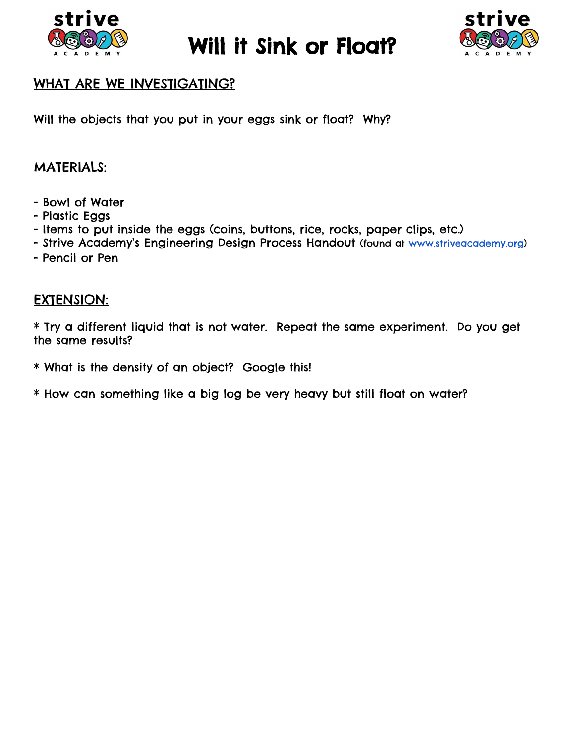# Will it Sink or Float?

## WHAT ARE WE INVESTIGATING?

Will the objects that you put in your eggs sink or float? Why?

## MATERIALS:

- Bowl of Water
- Plastic Eggs
- Items to put inside the eggs (coins, buttons, rice, rocks, paper clips, etc.)
- Strive Academy's Engineering Design Process Handout (found at [www.striveacademy.org](http://www.striveacademy.org))
- Pencil or Pen

## EXTENSION:

* Try a different liquid that is not water. Repeat the same experiment. Do you get the same results?

* What is the density of an object? Google this!

* How can something like a big log be very heavy but still float on water?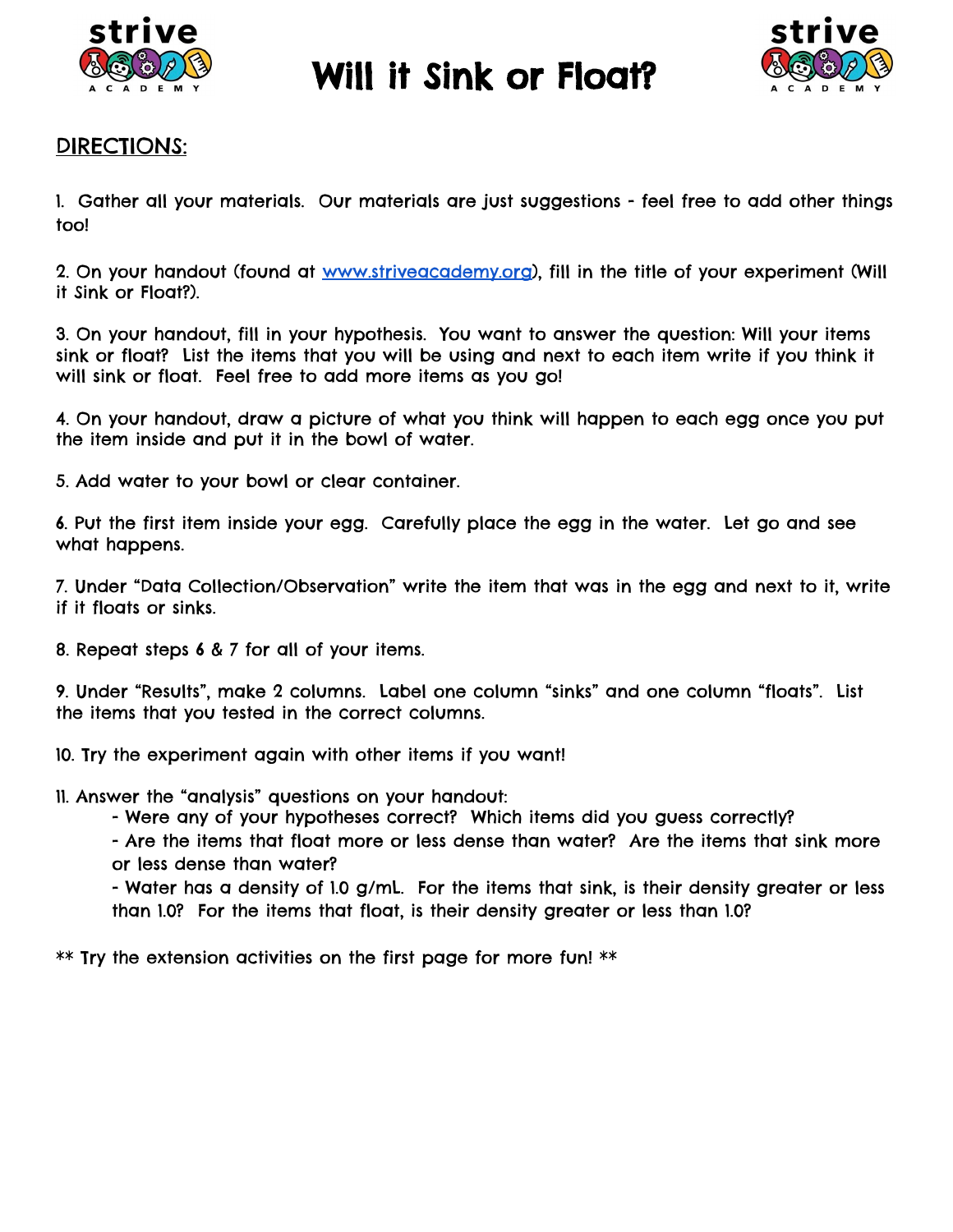# Will it Sink or Float?

## DIRECTIONS:

1. Gather all your materials. Our materials are just suggestions - feel free to add other things too!

2. On your handout (found at [www.striveacademy.org](http://www.striveacademy.org)), fill in the title of your experiment (Will it Sink or Float?).

3. On your handout, fill in your hypothesis. You want to answer the question: Will your items sink or float? List the items that you will be using and next to each item write if you think it will sink or float. Feel free to add more items as you go!

4. On your handout, draw a picture of what you think will happen to each egg once you put the item inside and put it in the bowl of water.

5. Add water to your bowl or clear container.

6. Put the first item inside your egg. Carefully place the egg in the water. Let go and see what happens.

7. Under "Data Collection/Observation" write the item that was in the egg and next to it, write if it floats or sinks.

8. Repeat steps 6 & 7 for all of your items.

9. Under "Results", make 2 columns. Label one column "sinks" and one column "floats". List the items that you tested in the correct columns.

10. Try the experiment again with other items if you want!

11. Answer the "analysis" questions on your handout:
    - Were any of your hypotheses correct? Which items did you guess correctly?
    - Are the items that float more or less dense than water? Are the items that sink more or less dense than water?
    - Water has a density of 1.0 g/mL. For the items that sink, is their density greater or less than 1.0? For the items that float, is their density greater or less than 1.0?

** Try the extension activities on the first page for more fun! **